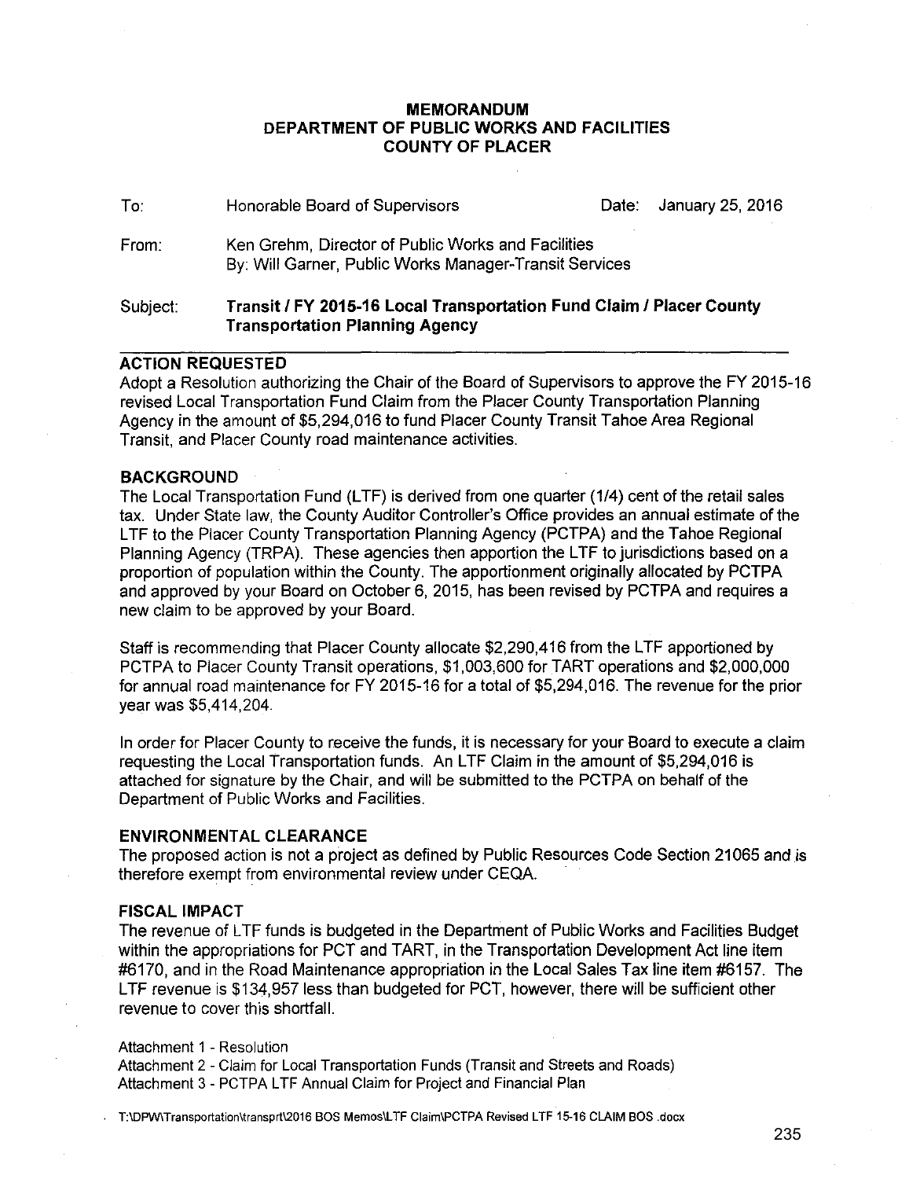# MEMORANDUM
## DEPARTMENT OF PUBLIC WORKS AND FACILITIES
## COUNTY OF PLACER

To: Honorable Board of Supervisors    Date: January 25, 2016

From: Ken Grehm, Director of Public Works and Facilities
By: Will Garner, Public Works Manager-Transit Services

Subject: **Transit / FY 2015-16 Local Transportation Fund Claim / Placer County Transportation Planning Agency**

### ACTION REQUESTED

Adopt a Resolution authorizing the Chair of the Board of Supervisors to approve the FY 2015-16 revised Local Transportation Fund Claim from the Placer County Transportation Planning Agency in the amount of $5,294,016 to fund Placer County Transit Tahoe Area Regional Transit, and Placer County road maintenance activities.

### BACKGROUND

The Local Transportation Fund (LTF) is derived from one quarter (1/4) cent of the retail sales tax. Under State law, the County Auditor Controller's Office provides an annual estimate of the LTF to the Placer County Transportation Planning Agency (PCTPA) and the Tahoe Regional Planning Agency (TRPA). These agencies then apportion the LTF to jurisdictions based on a proportion of population within the County. The apportionment originally allocated by PCTPA and approved by your Board on October 6, 2015, has been revised by PCTPA and requires a new claim to be approved by your Board.

Staff is recommending that Placer County allocate $2,290,416 from the LTF apportioned by PCTPA to Placer County Transit operations, $1,003,600 for TART operations and $2,000,000 for annual road maintenance for FY 2015-16 for a total of $5,294,016. The revenue for the prior year was $5,414,204.

In order for Placer County to receive the funds, it is necessary for your Board to execute a claim requesting the Local Transportation funds. An LTF Claim in the amount of $5,294,016 is attached for signature by the Chair, and will be submitted to the PCTPA on behalf of the Department of Public Works and Facilities.

### ENVIRONMENTAL CLEARANCE

The proposed action is not a project as defined by Public Resources Code Section 21065 and is therefore exempt from environmental review under CEQA.

### FISCAL IMPACT

The revenue of LTF funds is budgeted in the Department of Public Works and Facilities Budget within the appropriations for PCT and TART, in the Transportation Development Act line item #6170, and in the Road Maintenance appropriation in the Local Sales Tax line item #6157. The LTF revenue is $134,957 less than budgeted for PCT, however, there will be sufficient other revenue to cover this shortfall.

Attachment 1 - Resolution
Attachment 2 - Claim for Local Transportation Funds (Transit and Streets and Roads)
Attachment 3 - PCTPA LTF Annual Claim for Project and Financial Plan

T:\DPW\Transportation\transprt\2016 BOS Memos\LTF Claim\PCTPA Revised LTF 15-16 CLAIM BOS .docx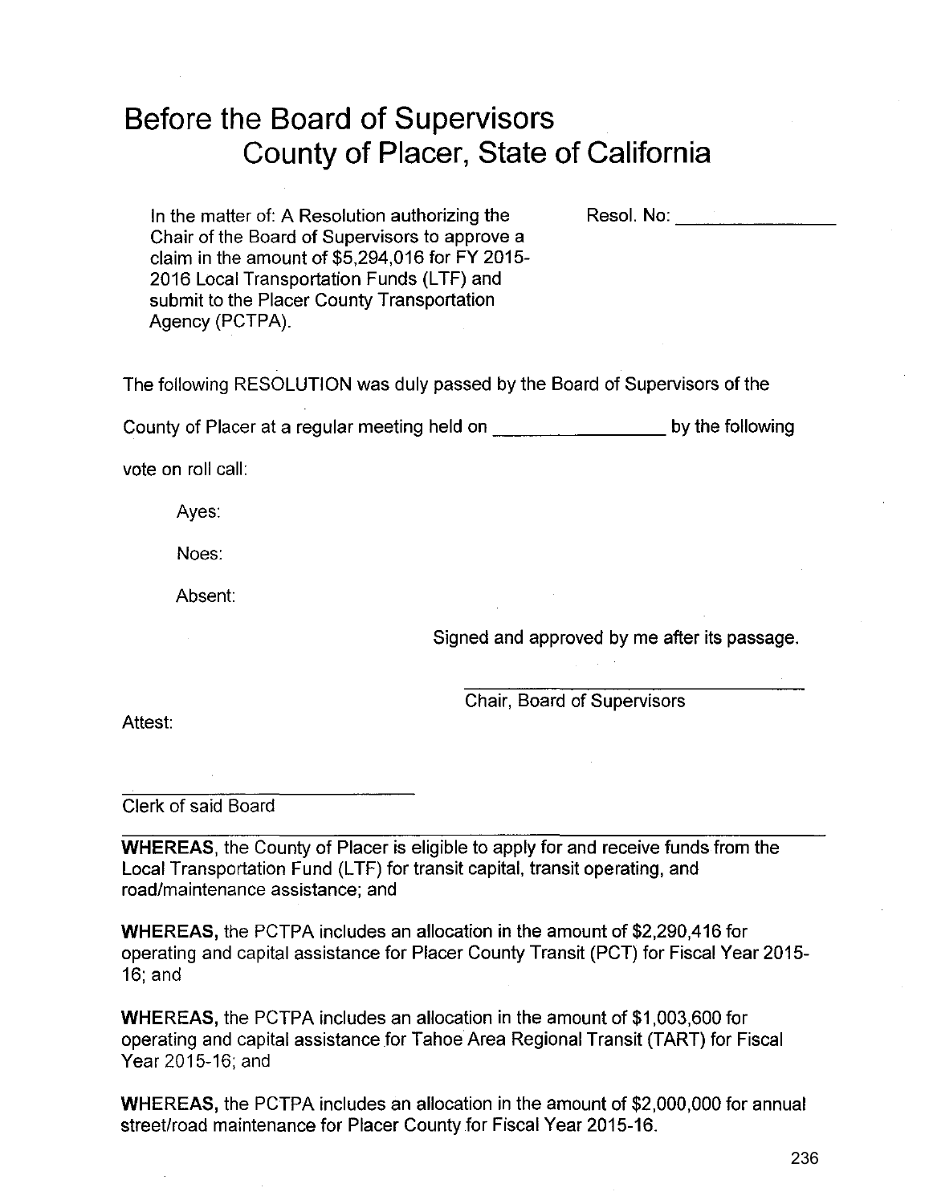# Before the Board of Supervisors
## County of Placer, State of California

In the matter of: A Resolution authorizing the Chair of the Board of Supervisors to approve a claim in the amount of $5,294,016 for FY 2015-2016 Local Transportation Funds (LTF) and submit to the Placer County Transportation Agency (PCTPA).

Resol. No: ________________

The following RESOLUTION was duly passed by the Board of Supervisors of the

County of Placer at a regular meeting held on ________________ by the following

vote on roll call:

Ayes:

Noes:

Absent:

Signed and approved by me after its passage.

______________________________
Chair, Board of Supervisors

Attest:

______________________________
Clerk of said Board

---

**WHEREAS,** the County of Placer is eligible to apply for and receive funds from the Local Transportation Fund (LTF) for transit capital, transit operating, and road/maintenance assistance; and

**WHEREAS,** the PCTPA includes an allocation in the amount of $2,290,416 for operating and capital assistance for Placer County Transit (PCT) for Fiscal Year 2015-16; and

**WHEREAS,** the PCTPA includes an allocation in the amount of $1,003,600 for operating and capital assistance for Tahoe Area Regional Transit (TART) for Fiscal Year 2015-16; and

**WHEREAS,** the PCTPA includes an allocation in the amount of $2,000,000 for annual street/road maintenance for Placer County for Fiscal Year 2015-16.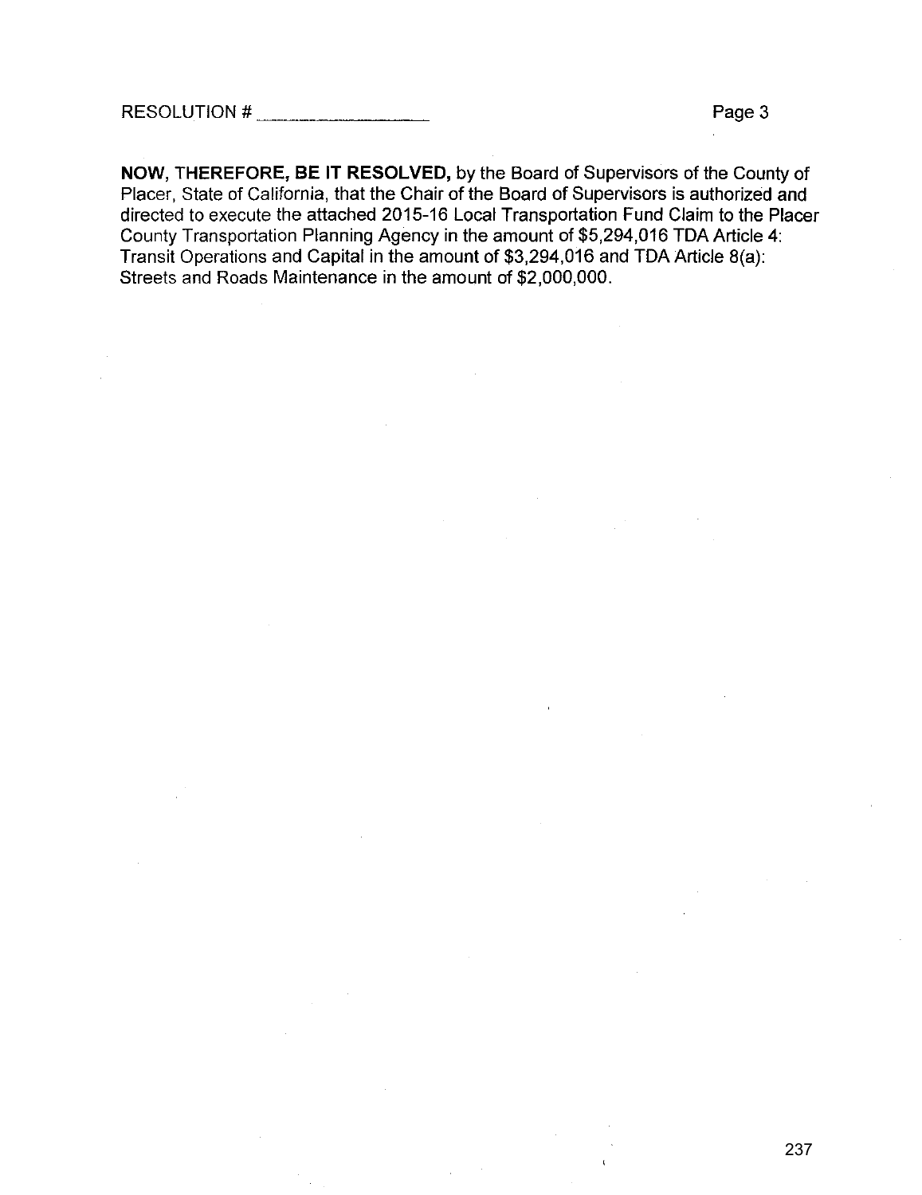**NOW, THEREFORE, BE IT RESOLVED,** by the Board of Supervisors of the County of Placer, State of California, that the Chair of the Board of Supervisors is authorized and directed to execute the attached 2015-16 Local Transportation Fund Claim to the Placer County Transportation Planning Agency in the amount of $5,294,016 TDA Article 4: Transit Operations and Capital in the amount of $3,294,016 and TDA Article 8(a): Streets and Roads Maintenance in the amount of $2,000,000.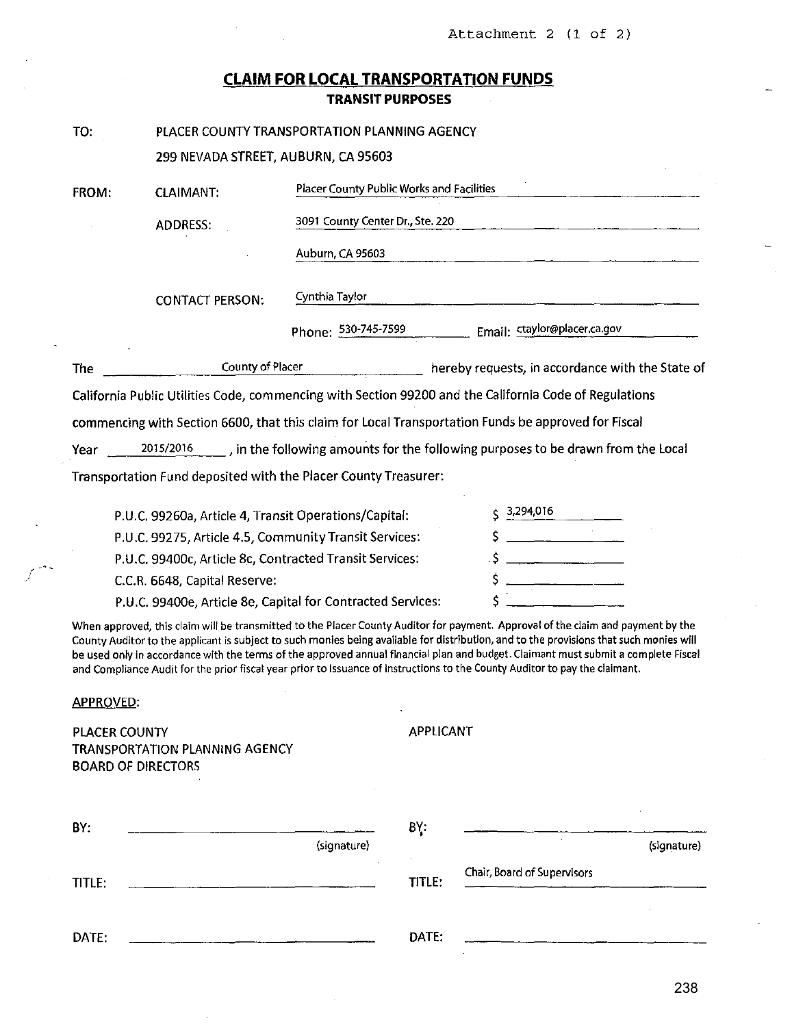Attachment 2 (1 of 2)

# CLAIM FOR LOCAL TRANSPORTATION FUNDS

## TRANSIT PURPOSES

TO: PLACER COUNTY TRANSPORTATION PLANNING AGENCY
299 NEVADA STREET, AUBURN, CA 95603

FROM: CLAIMANT: Placer County Public Works and Facilities

ADDRESS: 3091 County Center Dr., Ste. 220
Auburn, CA 95603

CONTACT PERSON: Cynthia Taylor

Phone: 530-745-7599 Email: ctaylor@placer.ca.gov

The County of Placer hereby requests, in accordance with the State of California Public Utilities Code, commencing with Section 99200 and the California Code of Regulations commencing with Section 6600, that this claim for Local Transportation Funds be approved for Fiscal Year 2015/2016, in the following amounts for the following purposes to be drawn from the Local Transportation Fund deposited with the Placer County Treasurer:

| | |
|---|---|
| P.U.C. 99260a, Article 4, Transit Operations/Capital: | $ 3,294,016 |
| P.U.C. 99275, Article 4.5, Community Transit Services: | $ |
| P.U.C. 99400c, Article 8c, Contracted Transit Services: | $ |
| C.C.R. 6648, Capital Reserve: | $ |
| P.U.C. 99400e, Article 8e, Capital for Contracted Services: | $ |

When approved, this claim will be transmitted to the Placer County Auditor for payment. Approval of the claim and payment by the County Auditor to the applicant is subject to such monies being available for distribution, and to the provisions that such monies will be used only in accordance with the terms of the approved annual financial plan and budget. Claimant must submit a complete Fiscal and Compliance Audit for the prior fiscal year prior to issuance of instructions to the County Auditor to pay the claimant.

APPROVED:

| PLACER COUNTY TRANSPORTATION PLANNING AGENCY BOARD OF DIRECTORS | APPLICANT |
|---|---|
| BY: ______________ (signature) | BY: ______________ (signature) |
| TITLE: ______________ | TITLE: Chair, Board of Supervisors |
| DATE: ______________ | DATE: ______________ |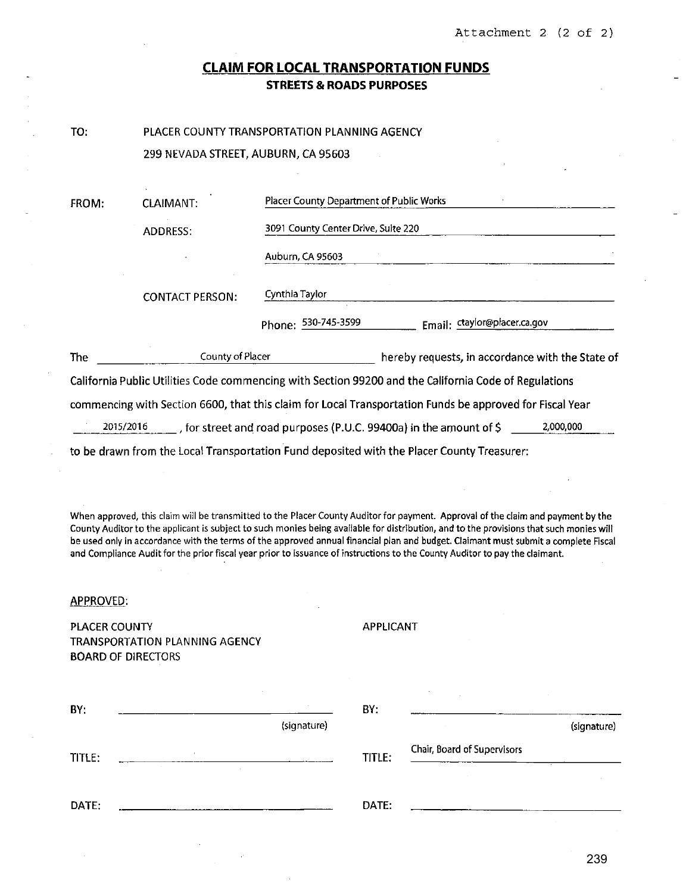Attachment 2 (2 of 2)

# CLAIM FOR LOCAL TRANSPORTATION FUNDS

## STREETS & ROADS PURPOSES

TO: PLACER COUNTY TRANSPORTATION PLANNING AGENCY
299 NEVADA STREET, AUBURN, CA 95603

FROM: CLAIMANT: Placer County Department of Public Works

ADDRESS: 3091 County Center Drive, Suite 220
Auburn, CA 95603

CONTACT PERSON: Cynthia Taylor

Phone: 530-745-3599 Email: ctaylor@placer.ca.gov

The County of Placer hereby requests, in accordance with the State of California Public Utilities Code commencing with Section 99200 and the California Code of Regulations commencing with Section 6600, that this claim for Local Transportation Funds be approved for Fiscal Year 2015/2016, for street and road purposes (P.U.C. 99400a) in the amount of $ 2,000,000 to be drawn from the Local Transportation Fund deposited with the Placer County Treasurer:

When approved, this claim will be transmitted to the Placer County Auditor for payment. Approval of the claim and payment by the County Auditor to the applicant is subject to such monies being available for distribution, and to the provisions that such monies will be used only in accordance with the terms of the approved annual financial plan and budget. Claimant must submit a complete Fiscal and Compliance Audit for the prior fiscal year prior to issuance of instructions to the County Auditor to pay the claimant.

APPROVED:

| PLACER COUNTY TRANSPORTATION PLANNING AGENCY BOARD OF DIRECTORS | APPLICANT |
|---|---|
| BY: ______________ (signature) | BY: ______________ (signature) |
| TITLE: ______________ | TITLE: Chair, Board of Supervisors |
| DATE: ______________ | DATE: ______________ |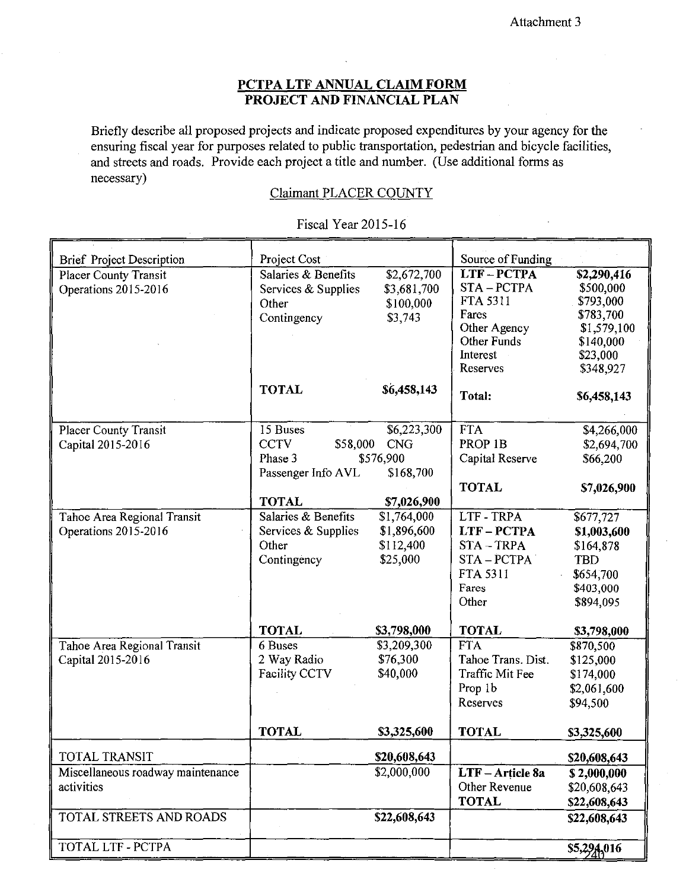Attachment 3

**PCTPA LTF ANNUAL CLAIM FORM**
**PROJECT AND FINANCIAL PLAN**

Briefly describe all proposed projects and indicate proposed expenditures by your agency for the ensuring fiscal year for purposes related to public transportation, pedestrian and bicycle facilities, and streets and roads. Provide each project a title and number. (Use additional forms as necessary)

Claimant PLACER COUNTY

Fiscal Year 2015-16

| Brief Project Description | Project Cost | | Source of Funding | |
|---|---|---|---|---|
| Placer County Transit Operations 2015-2016 | Salaries & Benefits | $2,672,700 | **LTF – PCTPA** | **$2,290,416** |
| | Services & Supplies | $3,681,700 | STA – PCTPA | $500,000 |
| | Other | $100,000 | FTA 5311 | $793,000 |
| | Contingency | $3,743 | Fares | $783,700 |
| | | | Other Agency | $1,579,100 |
| | | | Other Funds | $140,000 |
| | | | Interest | $23,000 |
| | | | Reserves | $348,927 |
| | **TOTAL** | **$6,458,143** | **Total:** | **$6,458,143** |
| Placer County Transit Capital 2015-2016 | 15 Buses | $6,223,300 | FTA | $4,266,000 |
| | CCTV $58,000 CNG | | PROP 1B | $2,694,700 |
| | Phase 3 $576,900 | | Capital Reserve | $66,200 |
| | Passenger Info AVL | $168,700 | | |
| | **TOTAL** | **$7,026,900** | **TOTAL** | **$7,026,900** |
| Tahoe Area Regional Transit Operations 2015-2016 | Salaries & Benefits | $1,764,000 | LTF - TRPA | $677,727 |
| | Services & Supplies | $1,896,600 | **LTF – PCTPA** | **$1,003,600** |
| | Other | $112,400 | STA – TRPA | $164,878 |
| | Contingency | $25,000 | STA – PCTPA | TBD |
| | | | FTA 5311 | $654,700 |
| | | | Fares | $403,000 |
| | | | Other | $894,095 |
| | **TOTAL** | **$3,798,000** | **TOTAL** | **$3,798,000** |
| Tahoe Area Regional Transit Capital 2015-2016 | 6 Buses | $3,209,300 | FTA | $870,500 |
| | 2 Way Radio | $76,300 | Tahoe Trans. Dist. | $125,000 |
| | Facility CCTV | $40,000 | Traffic Mit Fee | $174,000 |
| | | | Prop 1b | $2,061,600 |
| | | | Reserves | $94,500 |
| | **TOTAL** | **$3,325,600** | **TOTAL** | **$3,325,600** |
| TOTAL TRANSIT | | **$20,608,643** | | **$20,608,643** |
| Miscellaneous roadway maintenance activities | | $2,000,000 | **LTF – Article 8a** | **$ 2,000,000** |
| | | | Other Revenue | $20,608,643 |
| | | | **TOTAL** | **$22,608,643** |
| TOTAL STREETS AND ROADS | | **$22,608,643** | | **$22,608,643** |
| TOTAL LTF - PCTPA | | | | **$5,294,016** |